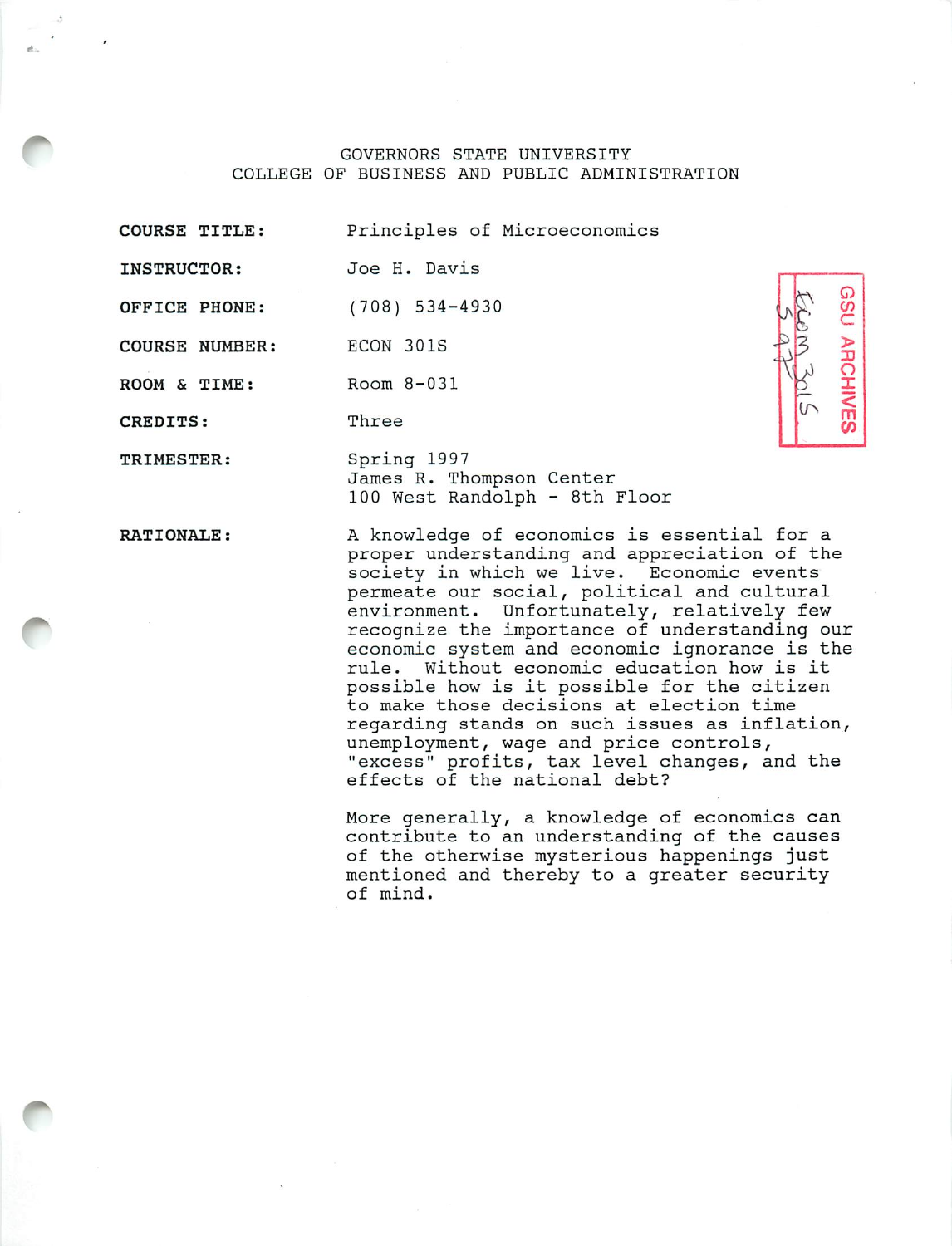GOVERNORS STATE UNIVERSITY
COLLEGE OF BUSINESS AND PUBLIC ADMINISTRATION

GSU ARCHIVES
Econ 301S
S 97

**COURSE TITLE:** Principles of Microeconomics

**INSTRUCTOR:** Joe H. Davis

**OFFICE PHONE:** (708) 534-4930

**COURSE NUMBER:** ECON 301S

**ROOM & TIME:** Room 8-031

**CREDITS:** Three

**TRIMESTER:** Spring 1997
James R. Thompson Center
100 West Randolph - 8th Floor

**RATIONALE:**

A knowledge of economics is essential for a proper understanding and appreciation of the society in which we live. Economic events permeate our social, political and cultural environment. Unfortunately, relatively few recognize the importance of understanding our economic system and economic ignorance is the rule. Without economic education how is it possible how is it possible for the citizen to make those decisions at election time regarding stands on such issues as inflation, unemployment, wage and price controls, "excess" profits, tax level changes, and the effects of the national debt?

More generally, a knowledge of economics can contribute to an understanding of the causes of the otherwise mysterious happenings just mentioned and thereby to a greater security of mind.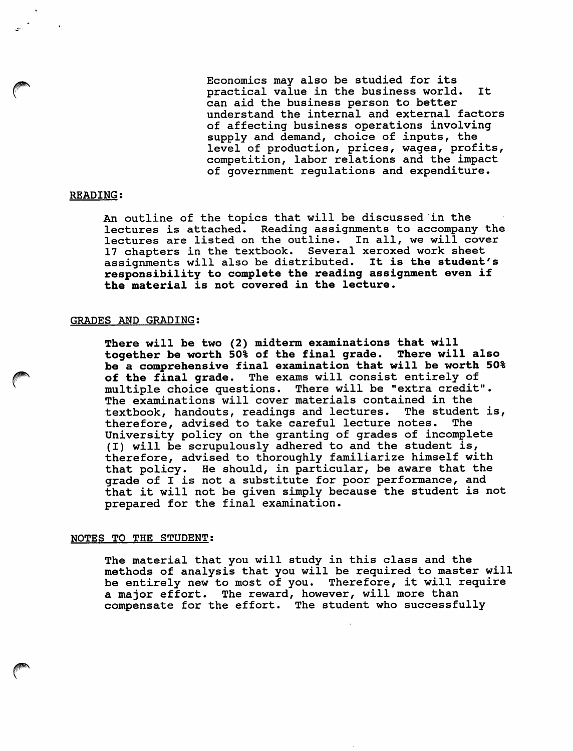Economics may also be studied for its practical value in the business world. It can aid the business person to better understand the internal and external factors of affecting business operations involving supply and demand, choice of inputs, the level of production, prices, wages, profits, competition, labor relations and the impact of government regulations and expenditure.

## READING:

An outline of the topics that will be discussed in the lectures is attached. Reading assignments to accompany the lectures are listed on the outline. In all, we will cover 17 chapters in the textbook. Several xeroxed work sheet assignments will also be distributed. **It is the student's responsibility to complete the reading assignment even if the material is not covered in the lecture.**

## GRADES AND GRADING:

**There will be two (2) midterm examinations that will together be worth 50% of the final grade. There will also be a comprehensive final examination that will be worth 50% of the final grade.** The exams will consist entirely of multiple choice questions. There will be "extra credit". The examinations will cover materials contained in the textbook, handouts, readings and lectures. The student is, therefore, advised to take careful lecture notes. The University policy on the granting of grades of incomplete (I) will be scrupulously adhered to and the student is, therefore, advised to thoroughly familiarize himself with that policy. He should, in particular, be aware that the grade of I is not a substitute for poor performance, and that it will not be given simply because the student is not prepared for the final examination.

## NOTES TO THE STUDENT:

The material that you will study in this class and the methods of analysis that you will be required to master will be entirely new to most of you. Therefore, it will require a major effort. The reward, however, will more than compensate for the effort. The student who successfully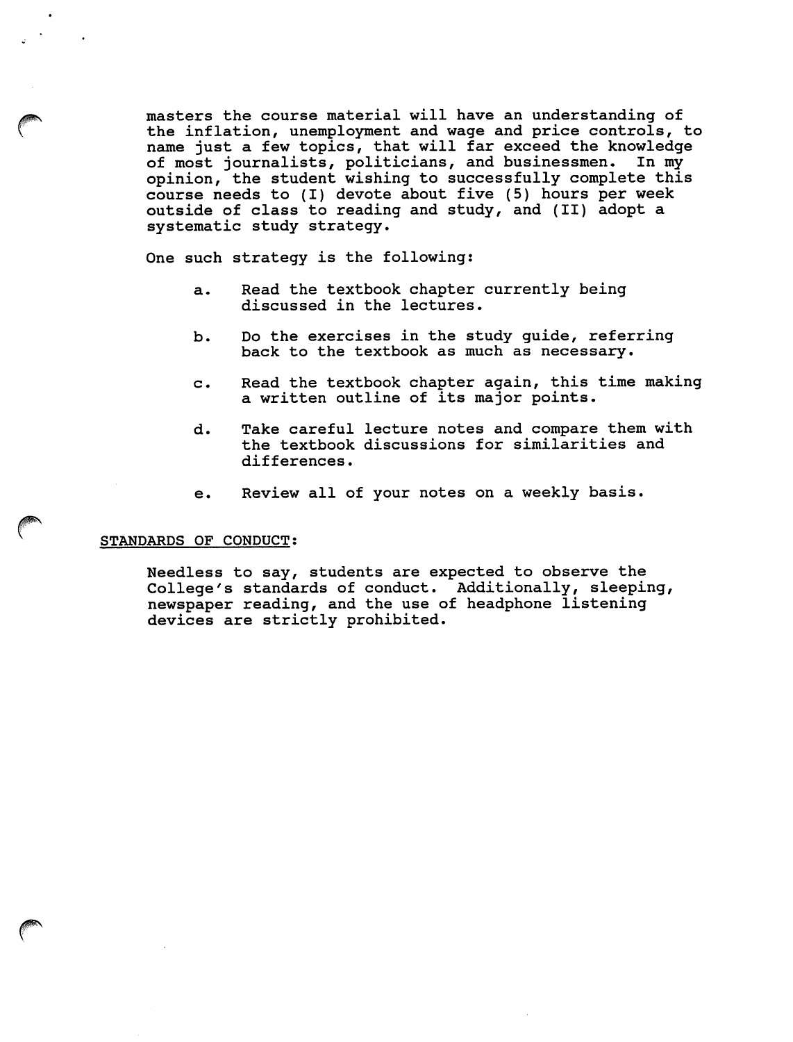masters the course material will have an understanding of the inflation, unemployment and wage and price controls, to name just a few topics, that will far exceed the knowledge of most journalists, politicians, and businessmen. In my opinion, the student wishing to successfully complete this course needs to (I) devote about five (5) hours per week outside of class to reading and study, and (II) adopt a systematic study strategy.

One such strategy is the following:

a. Read the textbook chapter currently being discussed in the lectures.

b. Do the exercises in the study guide, referring back to the textbook as much as necessary.

c. Read the textbook chapter again, this time making a written outline of its major points.

d. Take careful lecture notes and compare them with the textbook discussions for similarities and differences.

e. Review all of your notes on a weekly basis.

STANDARDS OF CONDUCT:

Needless to say, students are expected to observe the College's standards of conduct. Additionally, sleeping, newspaper reading, and the use of headphone listening devices are strictly prohibited.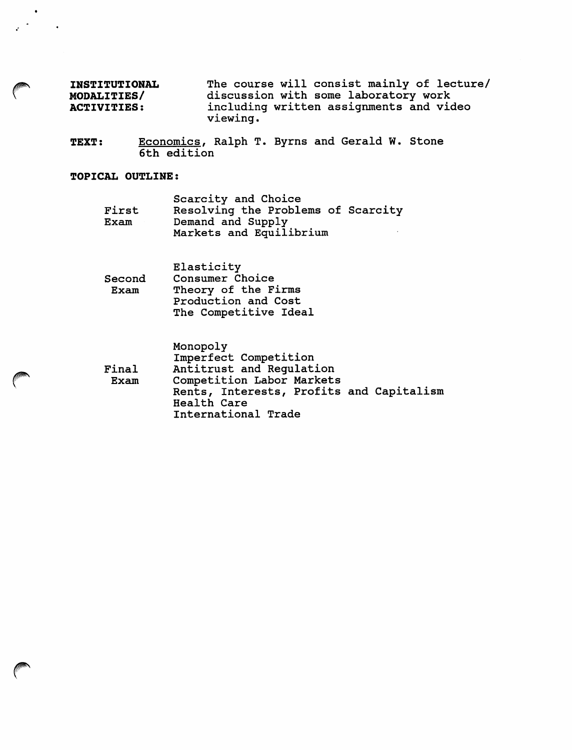**INSTITUTIONAL MODALITIES/ ACTIVITIES:** The course will consist mainly of lecture/ discussion with some laboratory work including written assignments and video viewing.

**TEXT:** Economics, Ralph T. Byrns and Gerald W. Stone 6th edition

**TOPICAL OUTLINE:**

| | |
|---|---|
| First Exam | Scarcity and Choice<br>Resolving the Problems of Scarcity<br>Demand and Supply<br>Markets and Equilibrium |
| Second Exam | Elasticity<br>Consumer Choice<br>Theory of the Firms<br>Production and Cost<br>The Competitive Ideal |
| Final Exam | Monopoly<br>Imperfect Competition<br>Antitrust and Regulation<br>Competition Labor Markets<br>Rents, Interests, Profits and Capitalism<br>Health Care<br>International Trade |